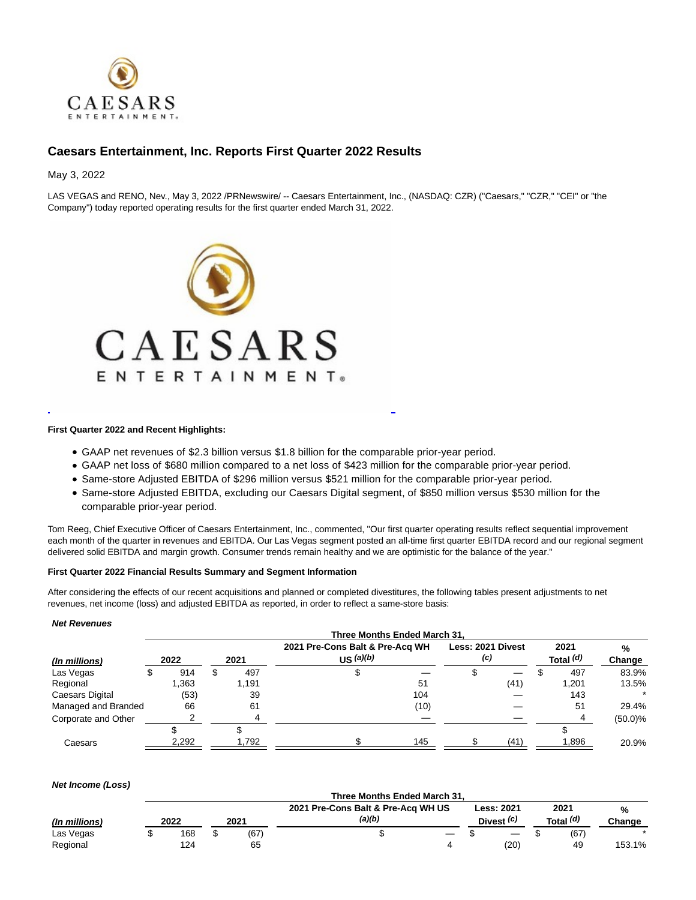# Caesars Entertainment, Inc. Reports First Quarter 2022 Results

May 3, 2022

LAS VEGAS and RENO, Nev., May 3, 2022 /PRNewswire/ -- Caesars Entertainment, Inc., (NASDAQ: CZR) ("Caesars," "CZR," "CEI" or "the Company") today reported operating results for the first quarter ended March 31, 2022.

**First Quarter 2022 and Recent Highlights:**

- GAAP net revenues of $2.3 billion versus $1.8 billion for the comparable prior-year period.
- GAAP net loss of $680 million compared to a net loss of $423 million for the comparable prior-year period.
- Same-store Adjusted EBITDA of $296 million versus $521 million for the comparable prior-year period.
- Same-store Adjusted EBITDA, excluding our Caesars Digital segment, of $850 million versus $530 million for the comparable prior-year period.

Tom Reeg, Chief Executive Officer of Caesars Entertainment, Inc., commented, "Our first quarter operating results reflect sequential improvement each month of the quarter in revenues and EBITDA. Our Las Vegas segment posted an all-time first quarter EBITDA record and our regional segment delivered solid EBITDA and margin growth. Consumer trends remain healthy and we are optimistic for the balance of the year."

**First Quarter 2022 Financial Results Summary and Segment Information**

After considering the effects of our recent acquisitions and planned or completed divestitures, the following tables present adjustments to net revenues, net income (loss) and adjusted EBITDA as reported, in order to reflect a same-store basis:

***Net Revenues***

| | Three Months Ended March 31, | | | | | |
|---|---|---|---|---|---|---|
| ***(In millions)*** | 2022 | 2021 | 2021 Pre-Cons Balt & Pre-Acq WH US *(a)(b)* | Less: 2021 Divest *(c)* | 2021 Total *(d)* | % Change |
| Las Vegas | $ 914 | $ 497 | $ — | $ — | $ 497 | 83.9% |
| Regional | 1,363 | 1,191 | 51 | (41) | 1,201 | 13.5% |
| Caesars Digital | (53) | 39 | 104 | — | 143 | * |
| Managed and Branded | 66 | 61 | (10) | — | 51 | 29.4% |
| Corporate and Other | 2 | 4 | — | — | 4 | (50.0)% |
| Caesars | $ 2,292 | $ 1,792 | $ 145 | $ (41) | $ 1,896 | 20.9% |

***Net Income (Loss)***

| | Three Months Ended March 31, | | | | | |
|---|---|---|---|---|---|---|
| ***(In millions)*** | 2022 | 2021 | 2021 Pre-Cons Balt & Pre-Acq WH US *(a)(b)* | Less: 2021 Divest *(c)* | 2021 Total *(d)* | % Change |
| Las Vegas | $ 168 | $ (67) | $ — | $ — | $ (67) | * |
| Regional | 124 | 65 | 4 | (20) | 49 | 153.1% |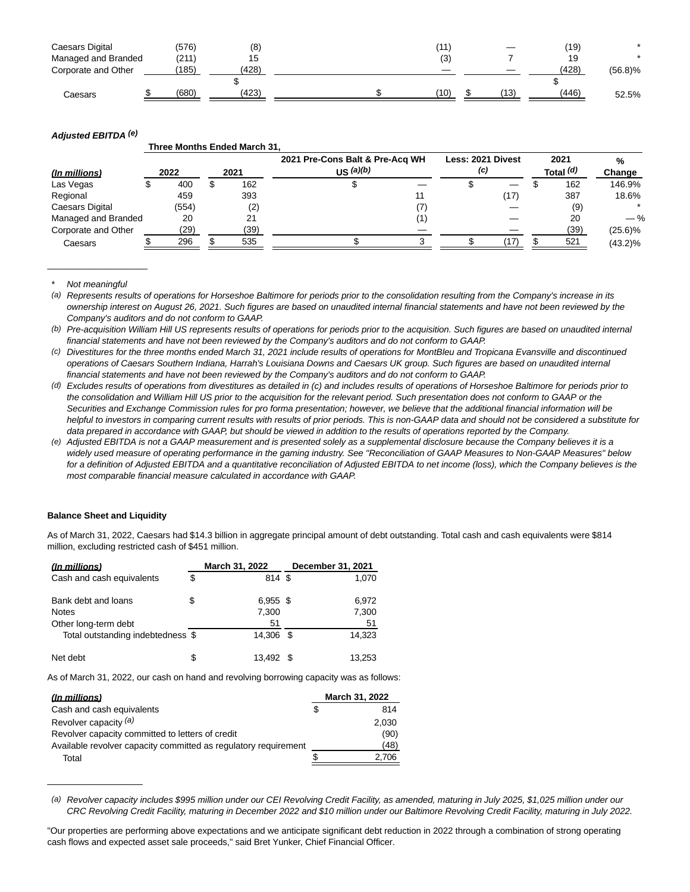| | | | | | | |
|---|---|---|---|---|---|---|
| Caesars Digital | (576) | (8) | (11) | — | (19) | * |
| Managed and Branded | (211) | 15 | (3) | 7 | 19 | * |
| Corporate and Other | (185) | (428) | — | — | (428) | (56.8)% |
| Caesars | $ (680) | $ (423) | $ (10) | $ (13) | $ (446) | 52.5% |

***Adjusted EBITDA*** [(e)]

| *(In millions)* | Three Months Ended March 31, 2022 | 2021 | 2021 Pre-Cons Balt & Pre-Acq WH US [(a)(b)] | Less: 2021 Divest [(c)] | 2021 Total [(d)] | % Change |
|---|---|---|---|---|---|---|
| Las Vegas | $ 400 | $ 162 | $ — | $ — | $ 162 | 146.9% |
| Regional | 459 | 393 | 11 | (17) | 387 | 18.6% |
| Caesars Digital | (554) | (2) | (7) | — | (9) | * |
| Managed and Branded | 20 | 21 | (1) | — | 20 | — % |
| Corporate and Other | (29) | (39) | — | — | (39) | (25.6)% |
| Caesars | $ 296 | $ 535 | $ 3 | $ (17) | $ 521 | (43.2)% |

\* *Not meaningful*

(a) *Represents results of operations for Horseshoe Baltimore for periods prior to the consolidation resulting from the Company's increase in its ownership interest on August 26, 2021. Such figures are based on unaudited internal financial statements and have not been reviewed by the Company's auditors and do not conform to GAAP.*

(b) *Pre-acquisition William Hill US represents results of operations for periods prior to the acquisition. Such figures are based on unaudited internal financial statements and have not been reviewed by the Company's auditors and do not conform to GAAP.*

(c) *Divestitures for the three months ended March 31, 2021 include results of operations for MontBleu and Tropicana Evansville and discontinued operations of Caesars Southern Indiana, Harrah's Louisiana Downs and Caesars UK group. Such figures are based on unaudited internal financial statements and have not been reviewed by the Company's auditors and do not conform to GAAP.*

(d) *Excludes results of operations from divestitures as detailed in (c) and includes results of operations of Horseshoe Baltimore for periods prior to the consolidation and William Hill US prior to the acquisition for the relevant period. Such presentation does not conform to GAAP or the Securities and Exchange Commission rules for pro forma presentation; however, we believe that the additional financial information will be helpful to investors in comparing current results with results of prior periods. This is non-GAAP data and should not be considered a substitute for data prepared in accordance with GAAP, but should be viewed in addition to the results of operations reported by the Company.*

(e) *Adjusted EBITDA is not a GAAP measurement and is presented solely as a supplemental disclosure because the Company believes it is a widely used measure of operating performance in the gaming industry. See "Reconciliation of GAAP Measures to Non-GAAP Measures" below for a definition of Adjusted EBITDA and a quantitative reconciliation of Adjusted EBITDA to net income (loss), which the Company believes is the most comparable financial measure calculated in accordance with GAAP.*

**Balance Sheet and Liquidity**

As of March 31, 2022, Caesars had $14.3 billion in aggregate principal amount of debt outstanding. Total cash and cash equivalents were $814 million, excluding restricted cash of $451 million.

| *(In millions)* | March 31, 2022 | December 31, 2021 |
|---|---|---|
| Cash and cash equivalents | $ 814 | $ 1,070 |
| | | |
| Bank debt and loans | $ 6,955 | $ 6,972 |
| Notes | 7,300 | 7,300 |
| Other long-term debt | 51 | 51 |
| Total outstanding indebtedness | $ 14,306 | $ 14,323 |
| | | |
| Net debt | $ 13,492 | $ 13,253 |

As of March 31, 2022, our cash on hand and revolving borrowing capacity was as follows:

| *(In millions)* | March 31, 2022 |
|---|---|
| Cash and cash equivalents | $ 814 |
| Revolver capacity [(a)] | 2,030 |
| Revolver capacity committed to letters of credit | (90) |
| Available revolver capacity committed as regulatory requirement | (48) |
| Total | $ 2,706 |

(a) *Revolver capacity includes $995 million under our CEI Revolving Credit Facility, as amended, maturing in July 2025, $1,025 million under our CRC Revolving Credit Facility, maturing in December 2022 and $10 million under our Baltimore Revolving Credit Facility, maturing in July 2022.*

"Our properties are performing above expectations and we anticipate significant debt reduction in 2022 through a combination of strong operating cash flows and expected asset sale proceeds," said Bret Yunker, Chief Financial Officer.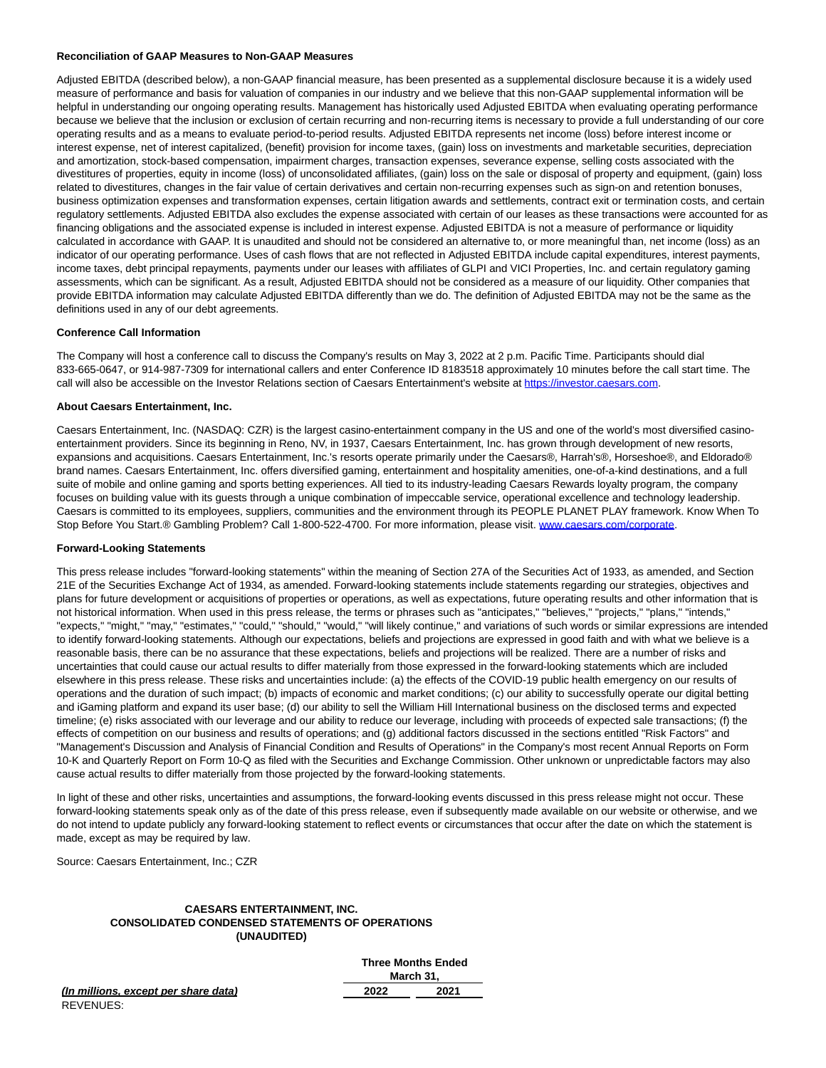**Reconciliation of GAAP Measures to Non-GAAP Measures**

Adjusted EBITDA (described below), a non-GAAP financial measure, has been presented as a supplemental disclosure because it is a widely used measure of performance and basis for valuation of companies in our industry and we believe that this non-GAAP supplemental information will be helpful in understanding our ongoing operating results. Management has historically used Adjusted EBITDA when evaluating operating performance because we believe that the inclusion or exclusion of certain recurring and non-recurring items is necessary to provide a full understanding of our core operating results and as a means to evaluate period-to-period results. Adjusted EBITDA represents net income (loss) before interest income or interest expense, net of interest capitalized, (benefit) provision for income taxes, (gain) loss on investments and marketable securities, depreciation and amortization, stock-based compensation, impairment charges, transaction expenses, severance expense, selling costs associated with the divestitures of properties, equity in income (loss) of unconsolidated affiliates, (gain) loss on the sale or disposal of property and equipment, (gain) loss related to divestitures, changes in the fair value of certain derivatives and certain non-recurring expenses such as sign-on and retention bonuses, business optimization expenses and transformation expenses, certain litigation awards and settlements, contract exit or termination costs, and certain regulatory settlements. Adjusted EBITDA also excludes the expense associated with certain of our leases as these transactions were accounted for as financing obligations and the associated expense is included in interest expense. Adjusted EBITDA is not a measure of performance or liquidity calculated in accordance with GAAP. It is unaudited and should not be considered an alternative to, or more meaningful than, net income (loss) as an indicator of our operating performance. Uses of cash flows that are not reflected in Adjusted EBITDA include capital expenditures, interest payments, income taxes, debt principal repayments, payments under our leases with affiliates of GLPI and VICI Properties, Inc. and certain regulatory gaming assessments, which can be significant. As a result, Adjusted EBITDA should not be considered as a measure of our liquidity. Other companies that provide EBITDA information may calculate Adjusted EBITDA differently than we do. The definition of Adjusted EBITDA may not be the same as the definitions used in any of our debt agreements.

**Conference Call Information**

The Company will host a conference call to discuss the Company's results on May 3, 2022 at 2 p.m. Pacific Time. Participants should dial 833-665-0647, or 914-987-7309 for international callers and enter Conference ID 8183518 approximately 10 minutes before the call start time. The call will also be accessible on the Investor Relations section of Caesars Entertainment's website at https://investor.caesars.com.

**About Caesars Entertainment, Inc.**

Caesars Entertainment, Inc. (NASDAQ: CZR) is the largest casino-entertainment company in the US and one of the world's most diversified casino-entertainment providers. Since its beginning in Reno, NV, in 1937, Caesars Entertainment, Inc. has grown through development of new resorts, expansions and acquisitions. Caesars Entertainment, Inc.'s resorts operate primarily under the Caesars®, Harrah's®, Horseshoe®, and Eldorado® brand names. Caesars Entertainment, Inc. offers diversified gaming, entertainment and hospitality amenities, one-of-a-kind destinations, and a full suite of mobile and online gaming and sports betting experiences. All tied to its industry-leading Caesars Rewards loyalty program, the company focuses on building value with its guests through a unique combination of impeccable service, operational excellence and technology leadership. Caesars is committed to its employees, suppliers, communities and the environment through its PEOPLE PLANET PLAY framework. Know When To Stop Before You Start.® Gambling Problem? Call 1-800-522-4700. For more information, please visit. www.caesars.com/corporate.

**Forward-Looking Statements**

This press release includes "forward-looking statements" within the meaning of Section 27A of the Securities Act of 1933, as amended, and Section 21E of the Securities Exchange Act of 1934, as amended. Forward-looking statements include statements regarding our strategies, objectives and plans for future development or acquisitions of properties or operations, as well as expectations, future operating results and other information that is not historical information. When used in this press release, the terms or phrases such as "anticipates," "believes," "projects," "plans," "intends," "expects," "might," "may," "estimates," "could," "should," "would," "will likely continue," and variations of such words or similar expressions are intended to identify forward-looking statements. Although our expectations, beliefs and projections are expressed in good faith and with what we believe is a reasonable basis, there can be no assurance that these expectations, beliefs and projections will be realized. There are a number of risks and uncertainties that could cause our actual results to differ materially from those expressed in the forward-looking statements which are included elsewhere in this press release. These risks and uncertainties include: (a) the effects of the COVID-19 public health emergency on our results of operations and the duration of such impact; (b) impacts of economic and market conditions; (c) our ability to successfully operate our digital betting and iGaming platform and expand its user base; (d) our ability to sell the William Hill International business on the disclosed terms and expected timeline; (e) risks associated with our leverage and our ability to reduce our leverage, including with proceeds of expected sale transactions; (f) the effects of competition on our business and results of operations; and (g) additional factors discussed in the sections entitled "Risk Factors" and "Management's Discussion and Analysis of Financial Condition and Results of Operations" in the Company's most recent Annual Reports on Form 10-K and Quarterly Report on Form 10-Q as filed with the Securities and Exchange Commission. Other unknown or unpredictable factors may also cause actual results to differ materially from those projected by the forward-looking statements.

In light of these and other risks, uncertainties and assumptions, the forward-looking events discussed in this press release might not occur. These forward-looking statements speak only as of the date of this press release, even if subsequently made available on our website or otherwise, and we do not intend to update publicly any forward-looking statement to reflect events or circumstances that occur after the date on which the statement is made, except as may be required by law.

Source: Caesars Entertainment, Inc.; CZR

**CAESARS ENTERTAINMENT, INC.**
**CONSOLIDATED CONDENSED STATEMENTS OF OPERATIONS**
**(UNAUDITED)**

| | Three Months Ended March 31, | |
|---|---|---|
| ***(In millions, except per share data)*** | **2022** | **2021** |
| REVENUES: | | |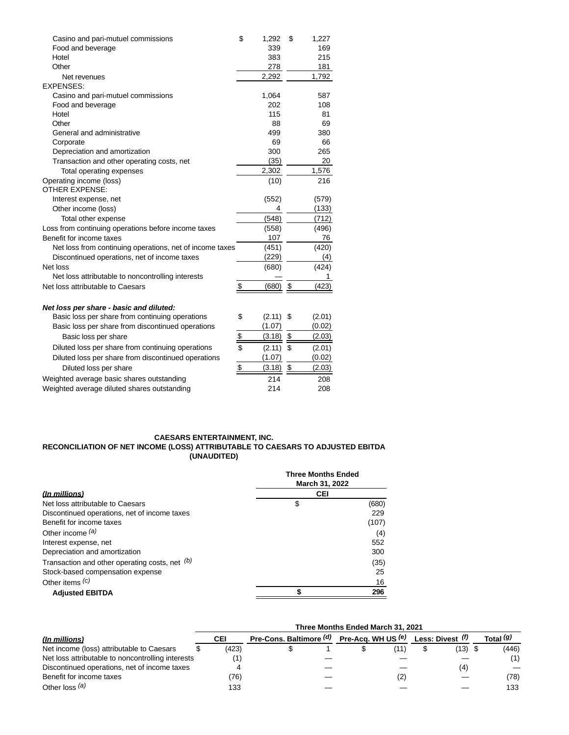| | | |
|---|---|---|
| Casino and pari-mutuel commissions | $ 1,292 | $ 1,227 |
| Food and beverage | 339 | 169 |
| Hotel | 383 | 215 |
| Other | 278 | 181 |
| Net revenues | 2,292 | 1,792 |
| EXPENSES: | | |
| Casino and pari-mutuel commissions | 1,064 | 587 |
| Food and beverage | 202 | 108 |
| Hotel | 115 | 81 |
| Other | 88 | 69 |
| General and administrative | 499 | 380 |
| Corporate | 69 | 66 |
| Depreciation and amortization | 300 | 265 |
| Transaction and other operating costs, net | (35) | 20 |
| Total operating expenses | 2,302 | 1,576 |
| Operating income (loss) | (10) | 216 |
| OTHER EXPENSE: | | |
| Interest expense, net | (552) | (579) |
| Other income (loss) | 4 | (133) |
| Total other expense | (548) | (712) |
| Loss from continuing operations before income taxes | (558) | (496) |
| Benefit for income taxes | 107 | 76 |
| Net loss from continuing operations, net of income taxes | (451) | (420) |
| Discontinued operations, net of income taxes | (229) | (4) |
| Net loss | (680) | (424) |
| Net loss attributable to noncontrolling interests | — | 1 |
| Net loss attributable to Caesars | $ (680) | $ (423) |
| | | |
| ***Net loss per share - basic and diluted:*** | | |
| Basic loss per share from continuing operations | $ (2.11) | $ (2.01) |
| Basic loss per share from discontinued operations | (1.07) | (0.02) |
| Basic loss per share | $ (3.18) | $ (2.03) |
| Diluted loss per share from continuing operations | $ (2.11) | $ (2.01) |
| Diluted loss per share from discontinued operations | (1.07) | (0.02) |
| Diluted loss per share | $ (3.18) | $ (2.03) |
| Weighted average basic shares outstanding | 214 | 208 |
| Weighted average diluted shares outstanding | 214 | 208 |

**CAESARS ENTERTAINMENT, INC.**
**RECONCILIATION OF NET INCOME (LOSS) ATTRIBUTABLE TO CAESARS TO ADJUSTED EBITDA**
**(UNAUDITED)**

| | Three Months Ended March 31, 2022 |
|---|---|
| ***(In millions)*** | **CEI** |
| Net loss attributable to Caesars | $ (680) |
| Discontinued operations, net of income taxes | 229 |
| Benefit for income taxes | (107) |
| Other income *(a)* | (4) |
| Interest expense, net | 552 |
| Depreciation and amortization | 300 |
| Transaction and other operating costs, net *(b)* | (35) |
| Stock-based compensation expense | 25 |
| Other items *(c)* | 16 |
| **Adjusted EBITDA** | **$ 296** |

| | Three Months Ended March 31, 2021 | | | | |
|---|---|---|---|---|---|
| ***(In millions)*** | **CEI** | **Pre-Cons. Baltimore *(d)*** | **Pre-Acq. WH US *(e)*** | **Less: Divest *(f)*** | **Total *(g)*** |
| Net income (loss) attributable to Caesars | $ (423) | $ 1 | $ (11) | $ (13) | $ (446) |
| Net loss attributable to noncontrolling interests | (1) | — | — | — | (1) |
| Discontinued operations, net of income taxes | 4 | — | — | (4) | — |
| Benefit for income taxes | (76) | — | (2) | — | (78) |
| Other loss *(a)* | 133 | — | — | — | 133 |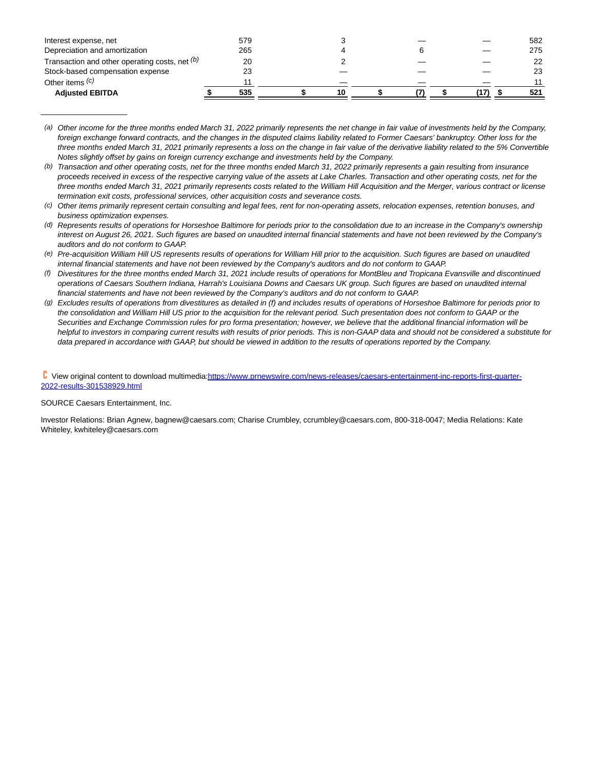| | | | | | |
|---|---|---|---|---|---|
| Interest expense, net | 579 | 3 | — | — | 582 |
| Depreciation and amortization | 265 | 4 | 6 | — | 275 |
| Transaction and other operating costs, net (b) | 20 | 2 | — | — | 22 |
| Stock-based compensation expense | 23 | — | — | — | 23 |
| Other items (c) | 11 | — | — | — | 11 |
| **Adjusted EBITDA** | **$ 535** | **$ 10** | **$ (7)** | **$ (17)** | **$ 521** |

---

(a) *Other income for the three months ended March 31, 2022 primarily represents the net change in fair value of investments held by the Company, foreign exchange forward contracts, and the changes in the disputed claims liability related to Former Caesars' bankruptcy. Other loss for the three months ended March 31, 2021 primarily represents a loss on the change in fair value of the derivative liability related to the 5% Convertible Notes slightly offset by gains on foreign currency exchange and investments held by the Company.*

(b) *Transaction and other operating costs, net for the three months ended March 31, 2022 primarily represents a gain resulting from insurance proceeds received in excess of the respective carrying value of the assets at Lake Charles. Transaction and other operating costs, net for the three months ended March 31, 2021 primarily represents costs related to the William Hill Acquisition and the Merger, various contract or license termination exit costs, professional services, other acquisition costs and severance costs.*

(c) *Other items primarily represent certain consulting and legal fees, rent for non-operating assets, relocation expenses, retention bonuses, and business optimization expenses.*

(d) *Represents results of operations for Horseshoe Baltimore for periods prior to the consolidation due to an increase in the Company's ownership interest on August 26, 2021. Such figures are based on unaudited internal financial statements and have not been reviewed by the Company's auditors and do not conform to GAAP.*

(e) *Pre-acquisition William Hill US represents results of operations for William Hill prior to the acquisition. Such figures are based on unaudited internal financial statements and have not been reviewed by the Company's auditors and do not conform to GAAP.*

(f) *Divestitures for the three months ended March 31, 2021 include results of operations for MontBleu and Tropicana Evansville and discontinued operations of Caesars Southern Indiana, Harrah's Louisiana Downs and Caesars UK group. Such figures are based on unaudited internal financial statements and have not been reviewed by the Company's auditors and do not conform to GAAP.*

(g) *Excludes results of operations from divestitures as detailed in (f) and includes results of operations of Horseshoe Baltimore for periods prior to the consolidation and William Hill US prior to the acquisition for the relevant period. Such presentation does not conform to GAAP or the Securities and Exchange Commission rules for pro forma presentation; however, we believe that the additional financial information will be helpful to investors in comparing current results with results of prior periods. This is non-GAAP data and should not be considered a substitute for data prepared in accordance with GAAP, but should be viewed in addition to the results of operations reported by the Company.*

View original content to download multimedia:https://www.prnewswire.com/news-releases/caesars-entertainment-inc-reports-first-quarter-2022-results-301538929.html

SOURCE Caesars Entertainment, Inc.

Investor Relations: Brian Agnew, bagnew@caesars.com; Charise Crumbley, ccrumbley@caesars.com, 800-318-0047; Media Relations: Kate Whiteley, kwhiteley@caesars.com